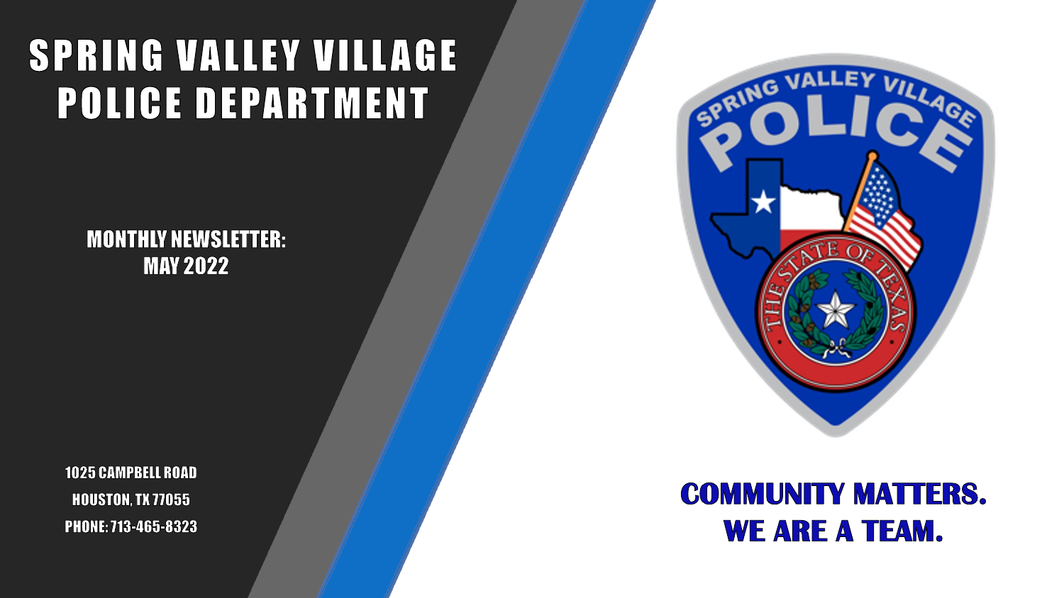# SPRING VALLEY VILLAGE POLICE DEPARTMENT

**MONTHLY NEWSLETTER: MAY 2022**

1025 CAMPBELL ROAD

HOUSTON, TX 77055

PHONE: 713-465-8323

**COMMUNITY MATTERS.**
**WE ARE A TEAM.**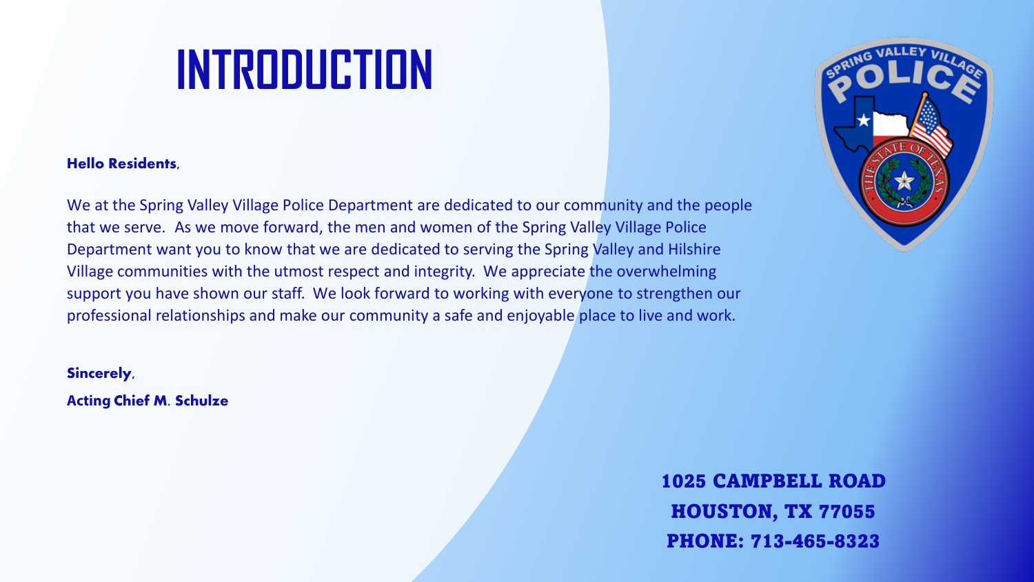# INTRODUCTION

**Hello Residents,**

We at the Spring Valley Village Police Department are dedicated to our community and the people that we serve. As we move forward, the men and women of the Spring Valley Village Police Department want you to know that we are dedicated to serving the Spring Valley and Hilshire Village communities with the utmost respect and integrity. We appreciate the overwhelming support you have shown our staff. We look forward to working with everyone to strengthen our professional relationships and make our community a safe and enjoyable place to live and work.

**Sincerely,**

**Acting Chief M. Schulze**

**1025 CAMPBELL ROAD**
**HOUSTON, TX 77055**
**PHONE: 713-465-8323**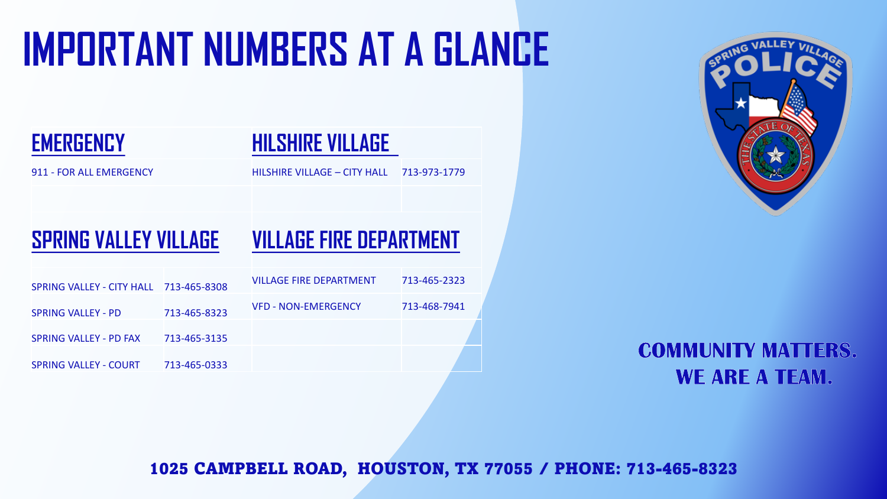# IMPORTANT NUMBERS AT A GLANCE

## EMERGENCY

911 - FOR ALL EMERGENCY

## HILSHIRE VILLAGE

| | |
|---|---|
| HILSHIRE VILLAGE – CITY HALL | 713-973-1779 |

## SPRING VALLEY VILLAGE

| | |
|---|---|
| SPRING VALLEY - CITY HALL | 713-465-8308 |
| SPRING VALLEY - PD | 713-465-8323 |
| SPRING VALLEY - PD FAX | 713-465-3135 |
| SPRING VALLEY - COURT | 713-465-0333 |

## VILLAGE FIRE DEPARTMENT

| | |
|---|---|
| VILLAGE FIRE DEPARTMENT | 713-465-2323 |
| VFD - NON-EMERGENCY | 713-468-7941 |

**COMMUNITY MATTERS. WE ARE A TEAM.**

**1025 CAMPBELL ROAD, HOUSTON, TX 77055 / PHONE: 713-465-8323**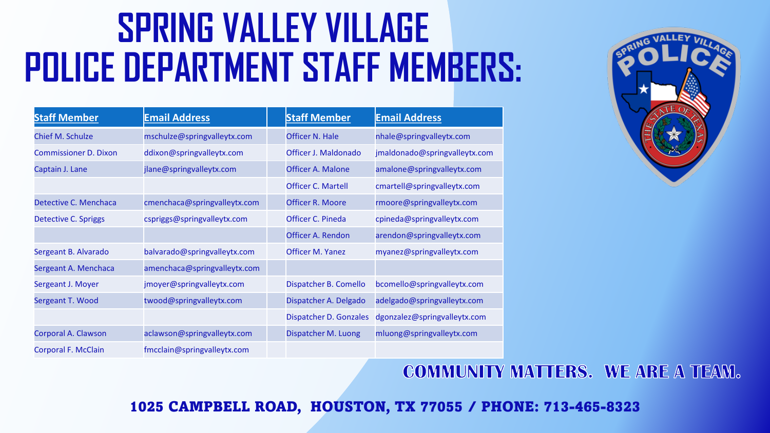# SPRING VALLEY VILLAGE POLICE DEPARTMENT STAFF MEMBERS:

| Staff Member | Email Address | | Staff Member | Email Address |
|---|---|---|---|---|
| Chief M. Schulze | mschulze@springvalleytx.com | | Officer N. Hale | nhale@springvalleytx.com |
| Commissioner D. Dixon | ddixon@springvalleytx.com | | Officer J. Maldonado | jmaldonado@springvalleytx.com |
| Captain J. Lane | jlane@springvalleytx.com | | Officer A. Malone | amalone@springvalleytx.com |
| | | | Officer C. Martell | cmartell@springvalleytx.com |
| Detective C. Menchaca | cmenchaca@springvalleytx.com | | Officer R. Moore | rmoore@springvalleytx.com |
| Detective C. Spriggs | cspriggs@springvalleytx.com | | Officer C. Pineda | cpineda@springvalleytx.com |
| | | | Officer A. Rendon | arendon@springvalleytx.com |
| Sergeant B. Alvarado | balvarado@springvalleytx.com | | Officer M. Yanez | myanez@springvalleytx.com |
| Sergeant A. Menchaca | amenchaca@springvalleytx.com | | | |
| Sergeant J. Moyer | jmoyer@springvalleytx.com | | Dispatcher B. Comello | bcomello@springvalleytx.com |
| Sergeant T. Wood | twood@springvalleytx.com | | Dispatcher A. Delgado | adelgado@springvalleytx.com |
| | | | Dispatcher D. Gonzales | dgonzalez@springvalleytx.com |
| Corporal A. Clawson | aclawson@springvalleytx.com | | Dispatcher M. Luong | mluong@springvalleytx.com |
| Corporal F. McClain | fmcclain@springvalleytx.com | | | |

**COMMUNITY MATTERS. WE ARE A TEAM.**

**1025 CAMPBELL ROAD, HOUSTON, TX 77055 / PHONE: 713-465-8323**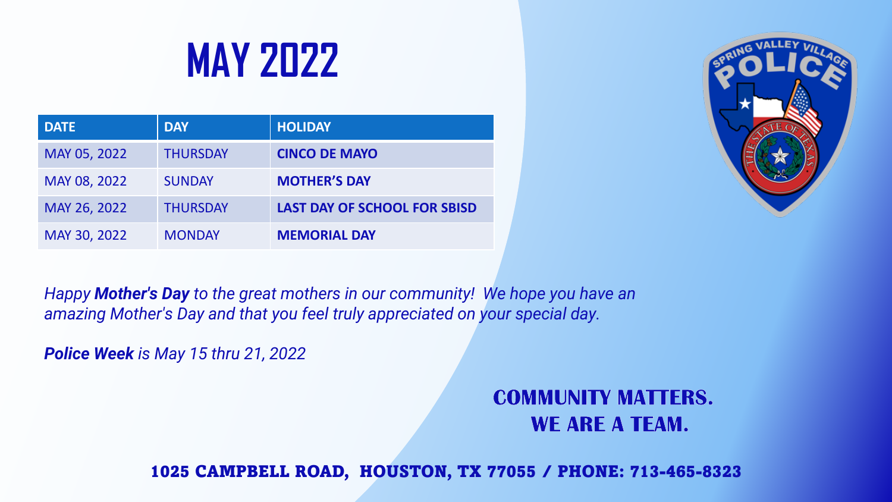# MAY 2022

| DATE | DAY | HOLIDAY |
|---|---|---|
| MAY 05, 2022 | THURSDAY | **CINCO DE MAYO** |
| MAY 08, 2022 | SUNDAY | **MOTHER'S DAY** |
| MAY 26, 2022 | THURSDAY | **LAST DAY OF SCHOOL FOR SBISD** |
| MAY 30, 2022 | MONDAY | **MEMORIAL DAY** |

*Happy **Mother's Day** to the great mothers in our community! We hope you have an amazing Mother's Day and that you feel truly appreciated on your special day.*

***Police Week** is May 15 thru 21, 2022*

**COMMUNITY MATTERS.**
**WE ARE A TEAM.**

**1025 CAMPBELL ROAD, HOUSTON, TX 77055 / PHONE: 713-465-8323**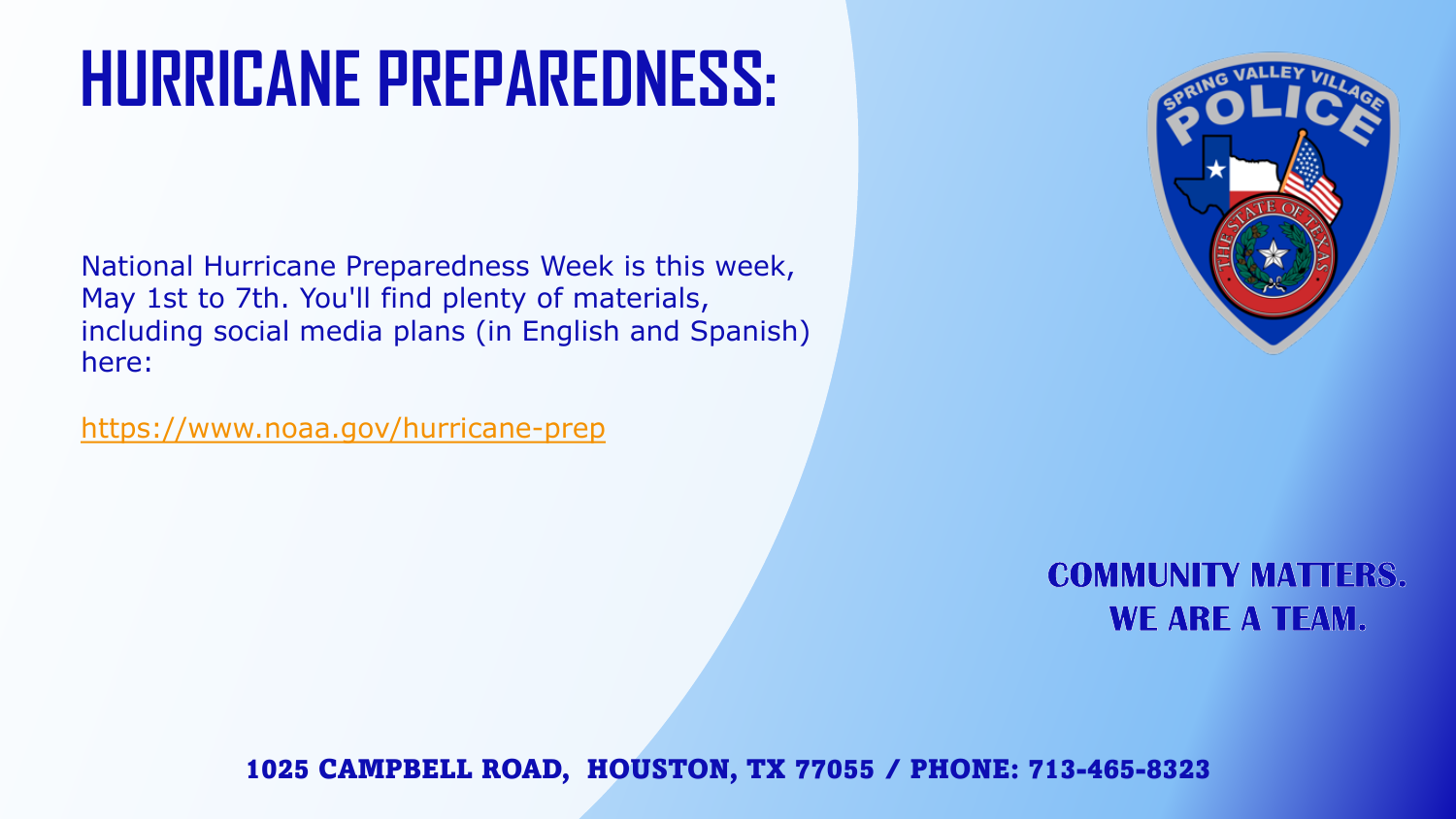# HURRICANE PREPAREDNESS:

National Hurricane Preparedness Week is this week, May 1st to 7th. You'll find plenty of materials, including social media plans (in English and Spanish) here:

https://www.noaa.gov/hurricane-prep

**COMMUNITY MATTERS.**
**WE ARE A TEAM.**

**1025 CAMPBELL ROAD, HOUSTON, TX 77055 / PHONE: 713-465-8323**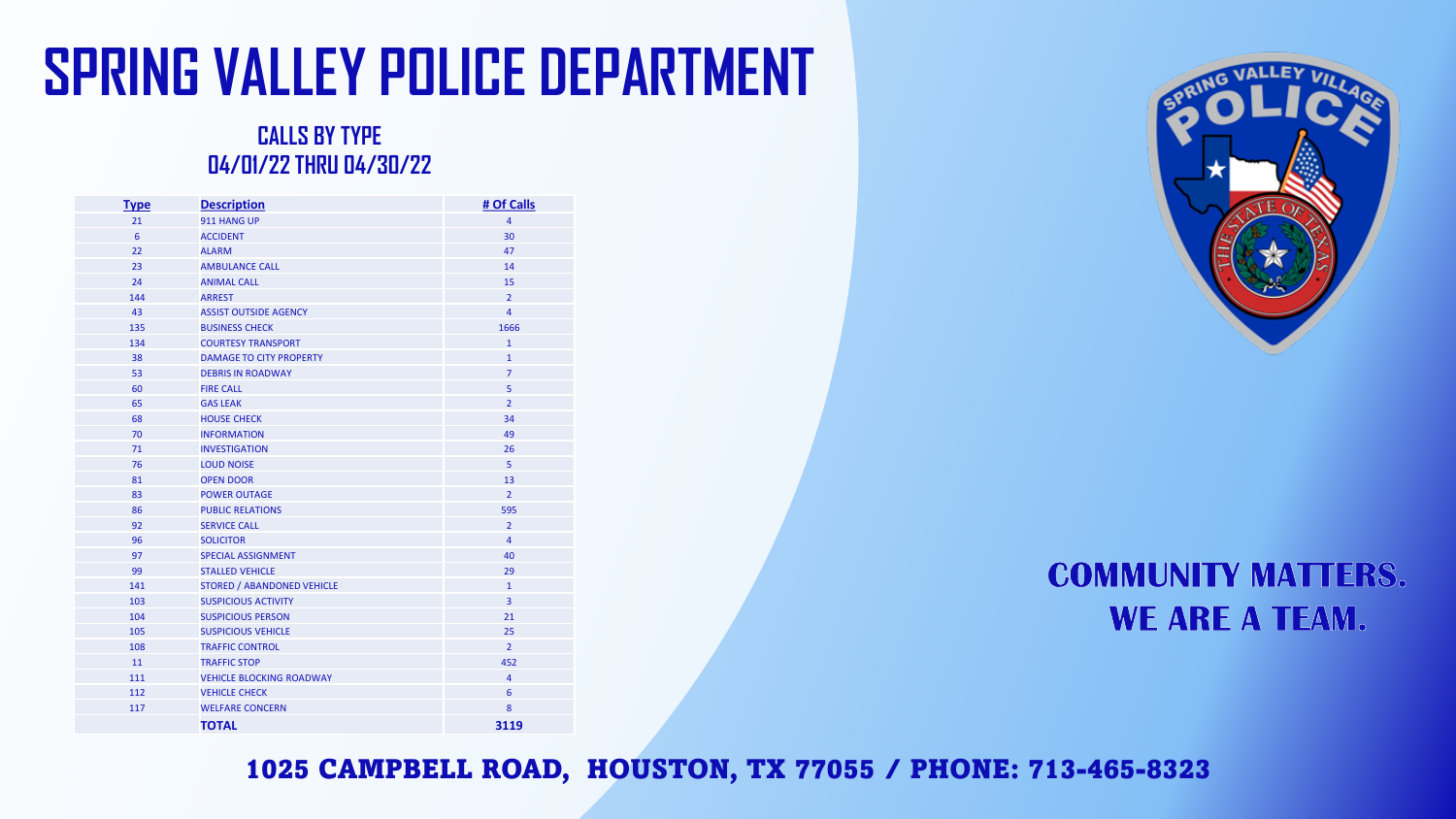# SPRING VALLEY POLICE DEPARTMENT

## CALLS BY TYPE
## 04/01/22 THRU 04/30/22

| Type | Description | # Of Calls |
|---|---|---|
| 21 | 911 HANG UP | 4 |
| 6 | ACCIDENT | 30 |
| 22 | ALARM | 47 |
| 23 | AMBULANCE CALL | 14 |
| 24 | ANIMAL CALL | 15 |
| 144 | ARREST | 2 |
| 43 | ASSIST OUTSIDE AGENCY | 4 |
| 135 | BUSINESS CHECK | 1666 |
| 134 | COURTESY TRANSPORT | 1 |
| 38 | DAMAGE TO CITY PROPERTY | 1 |
| 53 | DEBRIS IN ROADWAY | 7 |
| 60 | FIRE CALL | 5 |
| 65 | GAS LEAK | 2 |
| 68 | HOUSE CHECK | 34 |
| 70 | INFORMATION | 49 |
| 71 | INVESTIGATION | 26 |
| 76 | LOUD NOISE | 5 |
| 81 | OPEN DOOR | 13 |
| 83 | POWER OUTAGE | 2 |
| 86 | PUBLIC RELATIONS | 595 |
| 92 | SERVICE CALL | 2 |
| 96 | SOLICITOR | 4 |
| 97 | SPECIAL ASSIGNMENT | 40 |
| 99 | STALLED VEHICLE | 29 |
| 141 | STORED / ABANDONED VEHICLE | 1 |
| 103 | SUSPICIOUS ACTIVITY | 3 |
| 104 | SUSPICIOUS PERSON | 21 |
| 105 | SUSPICIOUS VEHICLE | 25 |
| 108 | TRAFFIC CONTROL | 2 |
| 11 | TRAFFIC STOP | 452 |
| 111 | VEHICLE BLOCKING ROADWAY | 4 |
| 112 | VEHICLE CHECK | 6 |
| 117 | WELFARE CONCERN | 8 |
| | **TOTAL** | **3119** |

SPRING VALLEY VILLAGE POLICE — THE STATE OF TEXAS

**COMMUNITY MATTERS.**
**WE ARE A TEAM.**

**1025 CAMPBELL ROAD, HOUSTON, TX 77055 / PHONE: 713-465-8323**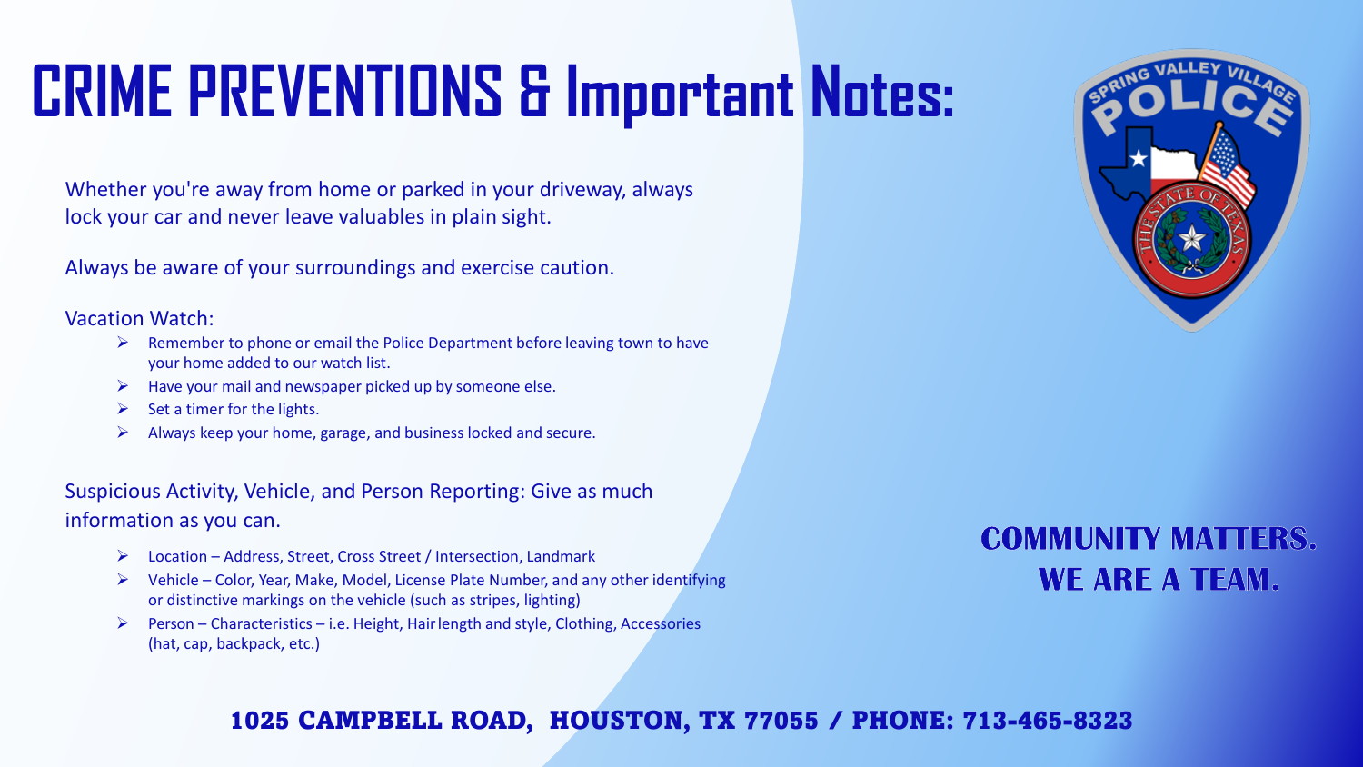# CRIME PREVENTIONS & Important Notes:

Whether you're away from home or parked in your driveway, always lock your car and never leave valuables in plain sight.

Always be aware of your surroundings and exercise caution.

Vacation Watch:

- Remember to phone or email the Police Department before leaving town to have your home added to our watch list.
- Have your mail and newspaper picked up by someone else.
- Set a timer for the lights.
- Always keep your home, garage, and business locked and secure.

Suspicious Activity, Vehicle, and Person Reporting: Give as much information as you can.

- Location – Address, Street, Cross Street / Intersection, Landmark
- Vehicle – Color, Year, Make, Model, License Plate Number, and any other identifying or distinctive markings on the vehicle (such as stripes, lighting)
- Person – Characteristics – i.e. Height, Hair length and style, Clothing, Accessories (hat, cap, backpack, etc.)

SPRING VALLEY VILLAGE POLICE

THE STATE OF TEXAS

**COMMUNITY MATTERS.**
**WE ARE A TEAM.**

**1025 CAMPBELL ROAD, HOUSTON, TX 77055 / PHONE: 713-465-8323**